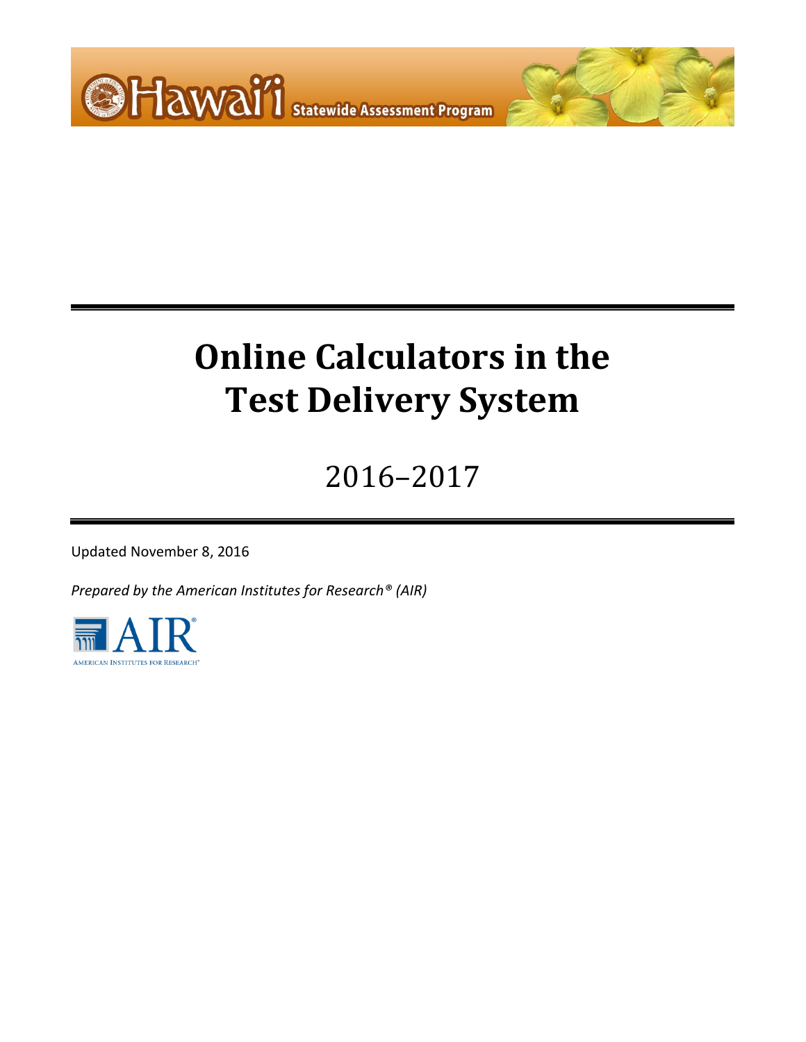Hawai'i Statewide Assessment Program

# Online Calculators in the Test Delivery System

## 2016–2017

Updated November 8, 2016

*Prepared by the American Institutes for Research® (AIR)*

AIR
American Institutes for Research®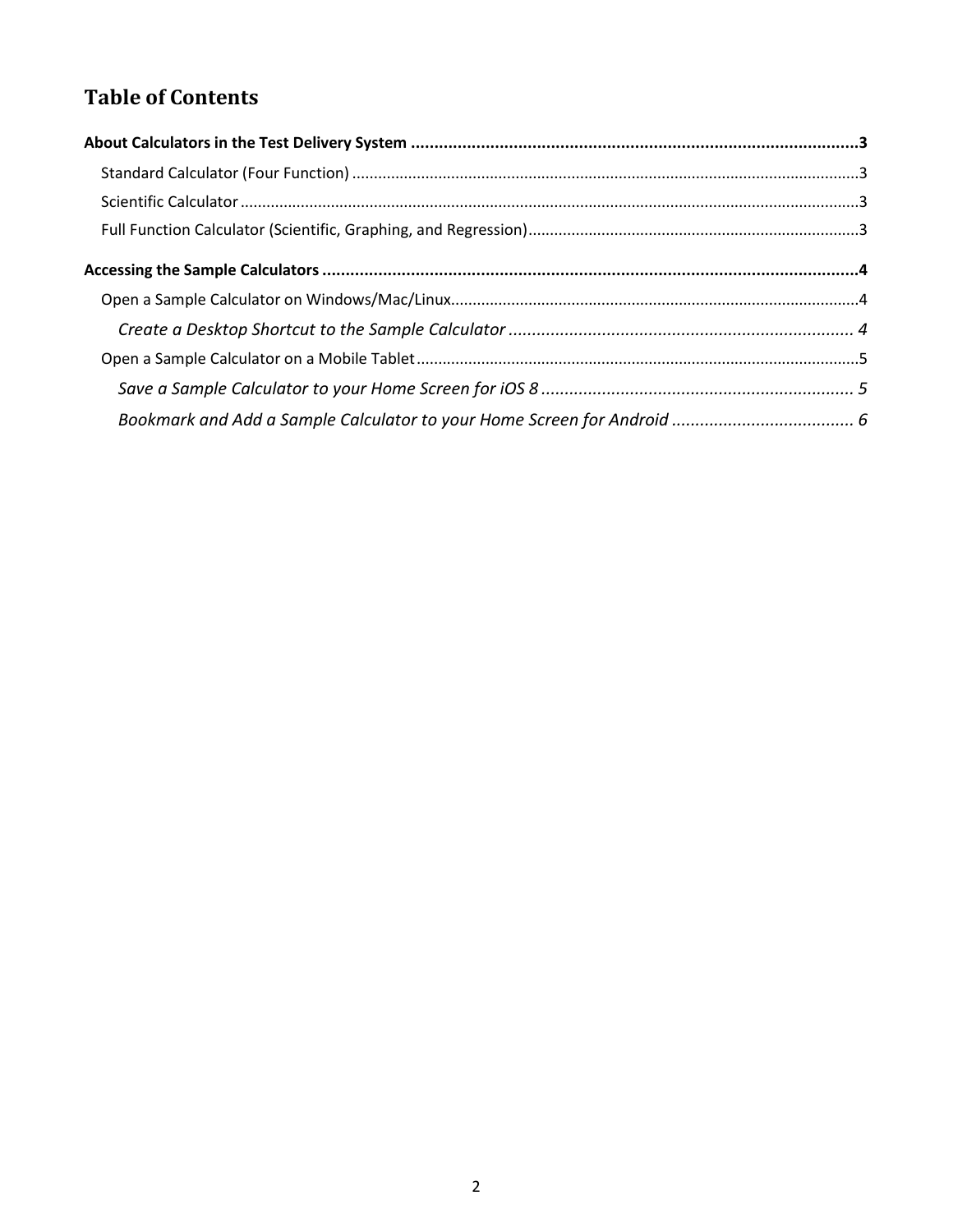# Table of Contents

**About Calculators in the Test Delivery System ........................................................................................3**

Standard Calculator (Four Function) ........................................................................................................3

Scientific Calculator ...................................................................................................................................3

Full Function Calculator (Scientific, Graphing, and Regression)...............................................................3

**Accessing the Sample Calculators ..............................................................................................................4**

Open a Sample Calculator on Windows/Mac/Linux..................................................................................4

*Create a Desktop Shortcut to the Sample Calculator ........................................................................ 4*

Open a Sample Calculator on a Mobile Tablet..........................................................................................5

*Save a Sample Calculator to your Home Screen for iOS 8 .................................................................. 5*

*Bookmark and Add a Sample Calculator to your Home Screen for Android ...................................... 6*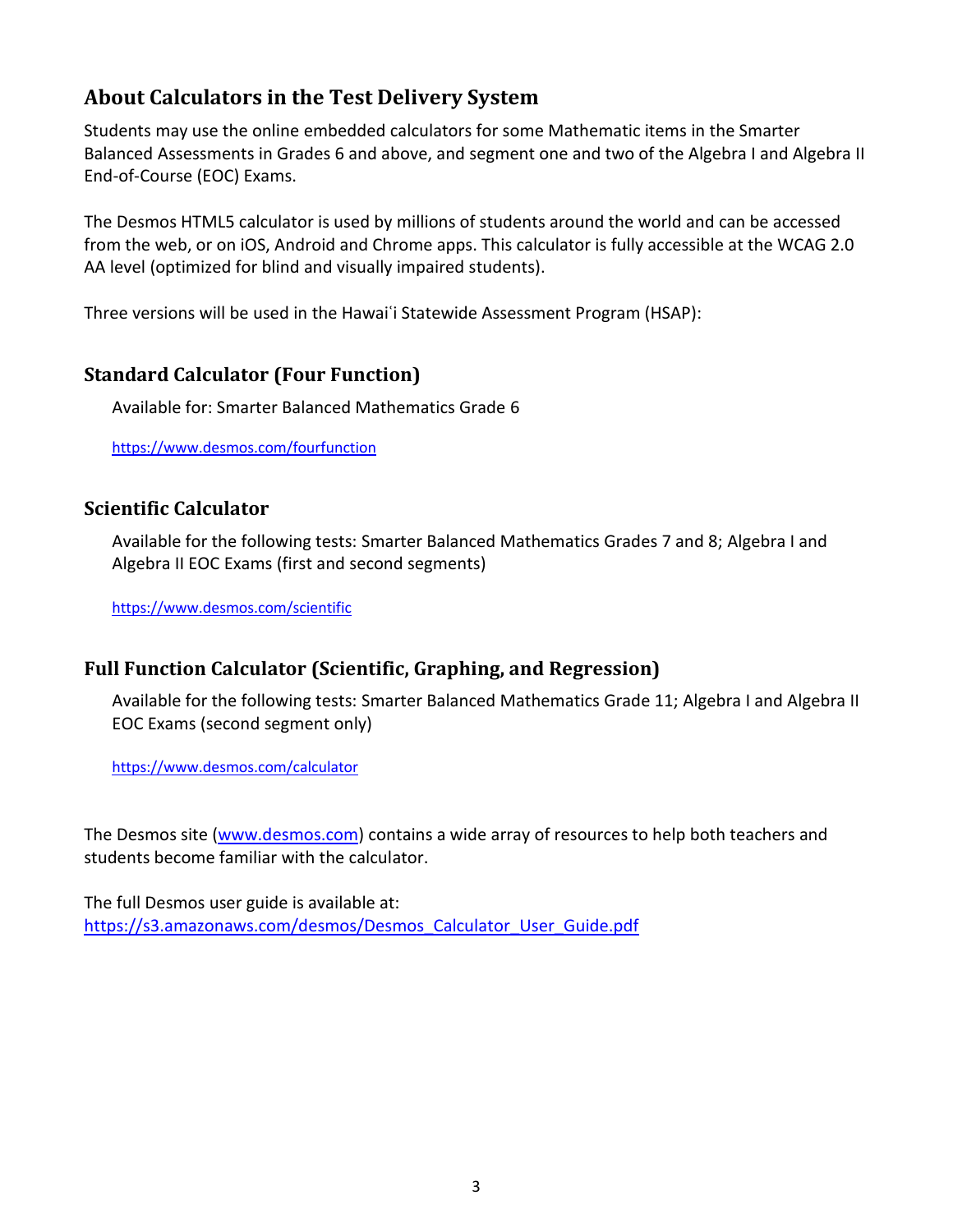## About Calculators in the Test Delivery System

Students may use the online embedded calculators for some Mathematic items in the Smarter Balanced Assessments in Grades 6 and above, and segment one and two of the Algebra I and Algebra II End-of-Course (EOC) Exams.

The Desmos HTML5 calculator is used by millions of students around the world and can be accessed from the web, or on iOS, Android and Chrome apps. This calculator is fully accessible at the WCAG 2.0 AA level (optimized for blind and visually impaired students).

Three versions will be used in the Hawaiʻi Statewide Assessment Program (HSAP):

### Standard Calculator (Four Function)

Available for: Smarter Balanced Mathematics Grade 6

https://www.desmos.com/fourfunction

### Scientific Calculator

Available for the following tests: Smarter Balanced Mathematics Grades 7 and 8; Algebra I and Algebra II EOC Exams (first and second segments)

https://www.desmos.com/scientific

### Full Function Calculator (Scientific, Graphing, and Regression)

Available for the following tests: Smarter Balanced Mathematics Grade 11; Algebra I and Algebra II EOC Exams (second segment only)

https://www.desmos.com/calculator

The Desmos site (www.desmos.com) contains a wide array of resources to help both teachers and students become familiar with the calculator.

The full Desmos user guide is available at:
https://s3.amazonaws.com/desmos/Desmos_Calculator_User_Guide.pdf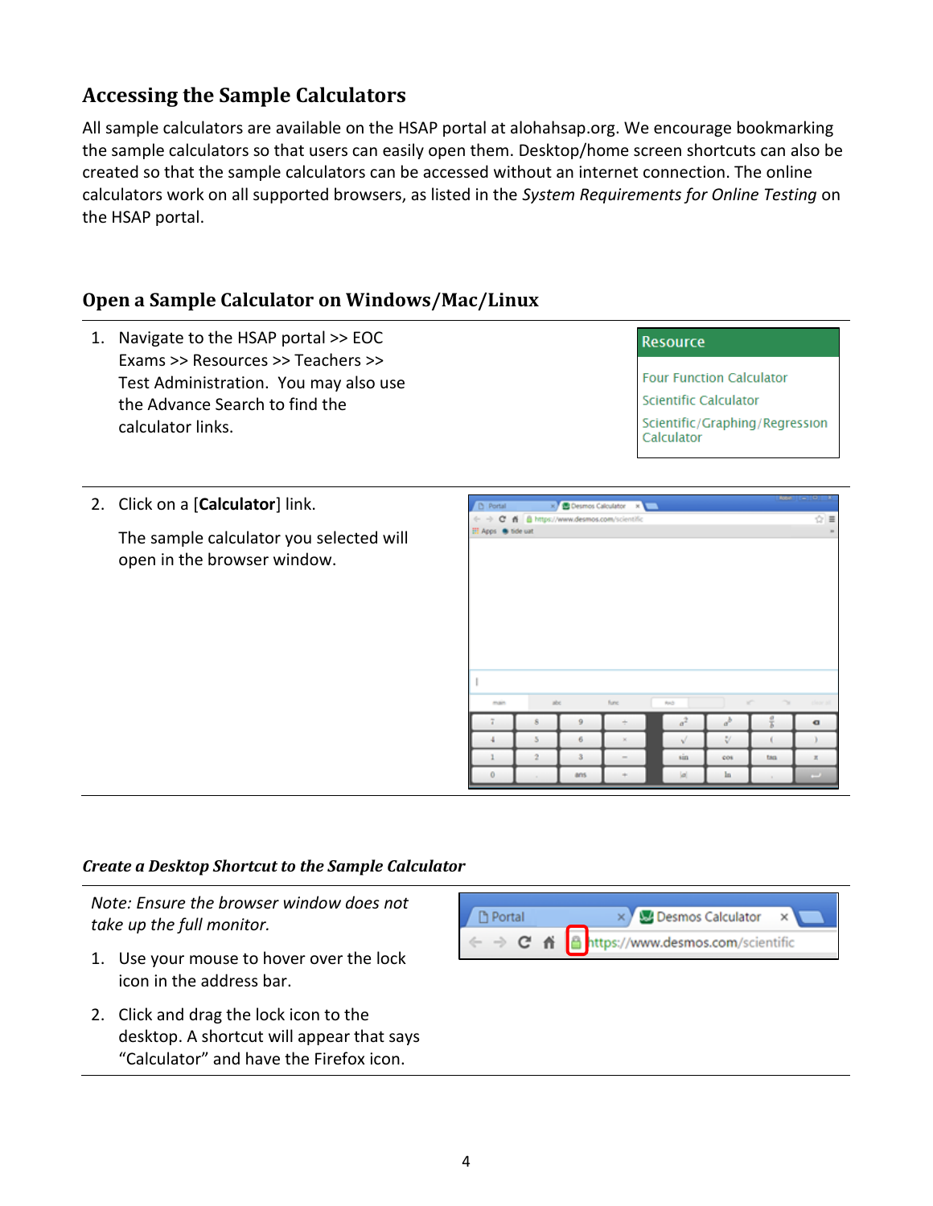## Accessing the Sample Calculators

All sample calculators are available on the HSAP portal at alohahsap.org. We encourage bookmarking the sample calculators so that users can easily open them. Desktop/home screen shortcuts can also be created so that the sample calculators can be accessed without an internet connection. The online calculators work on all supported browsers, as listed in the *System Requirements for Online Testing* on the HSAP portal.

## Open a Sample Calculator on Windows/Mac/Linux

1. Navigate to the HSAP portal >> EOC Exams >> Resources >> Teachers >> Test Administration. You may also use the Advance Search to find the calculator links.

| Resource |
| --- |
| Four Function Calculator |
| Scientific Calculator |
| Scientific/Graphing/Regression Calculator |

2. Click on a [**Calculator**] link.

   The sample calculator you selected will open in the browser window.

### *Create a Desktop Shortcut to the Sample Calculator*

*Note: Ensure the browser window does not take up the full monitor.*

1. Use your mouse to hover over the lock icon in the address bar.
2. Click and drag the lock icon to the desktop. A shortcut will appear that says "Calculator" and have the Firefox icon.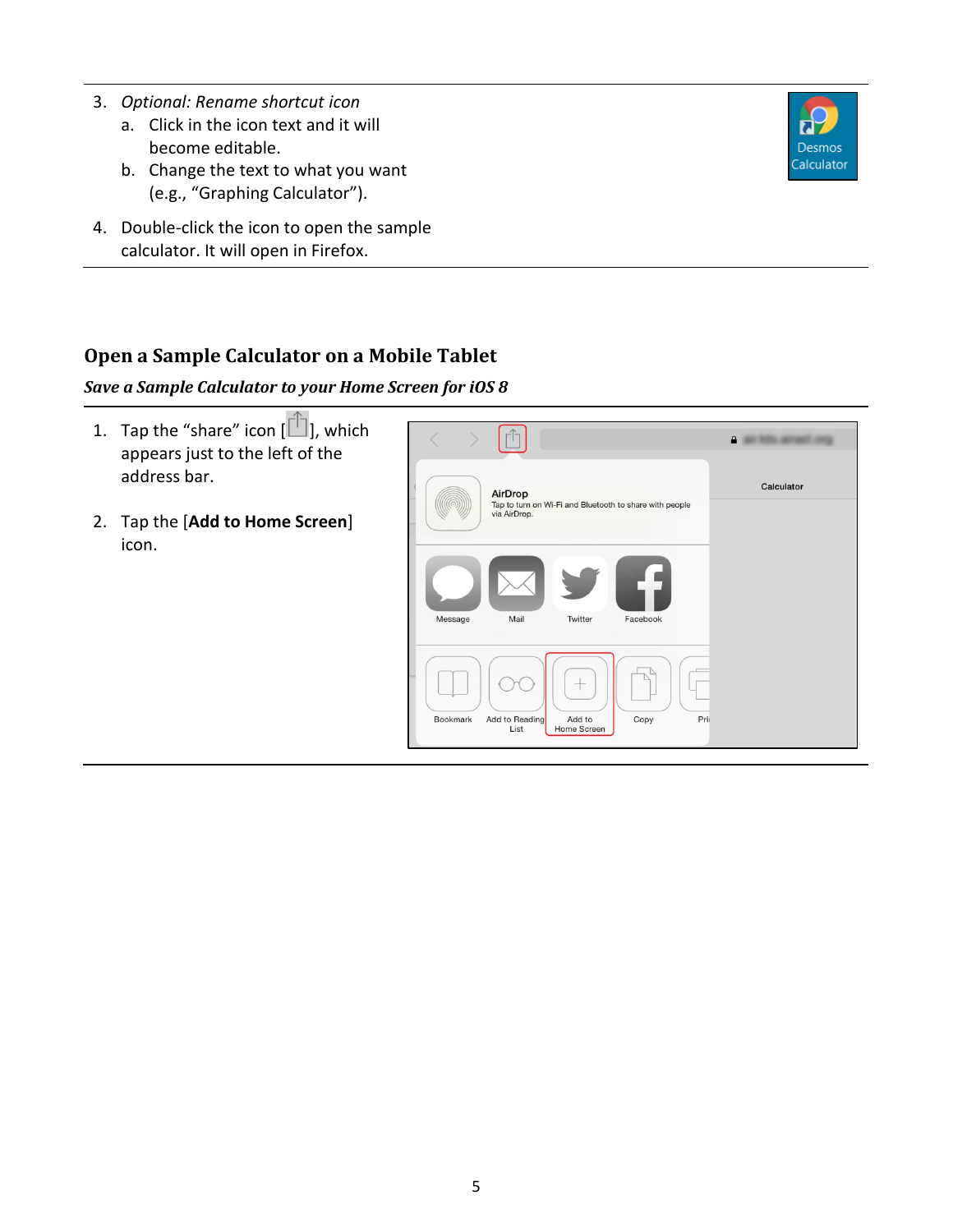3. *Optional: Rename shortcut icon*
   a. Click in the icon text and it will become editable.
   b. Change the text to what you want (e.g., "Graphing Calculator").

4. Double-click the icon to open the sample calculator. It will open in Firefox.

## Open a Sample Calculator on a Mobile Tablet

### *Save a Sample Calculator to your Home Screen for iOS 8*

1. Tap the "share" icon [ ], which appears just to the left of the address bar.

2. Tap the [**Add to Home Screen**] icon.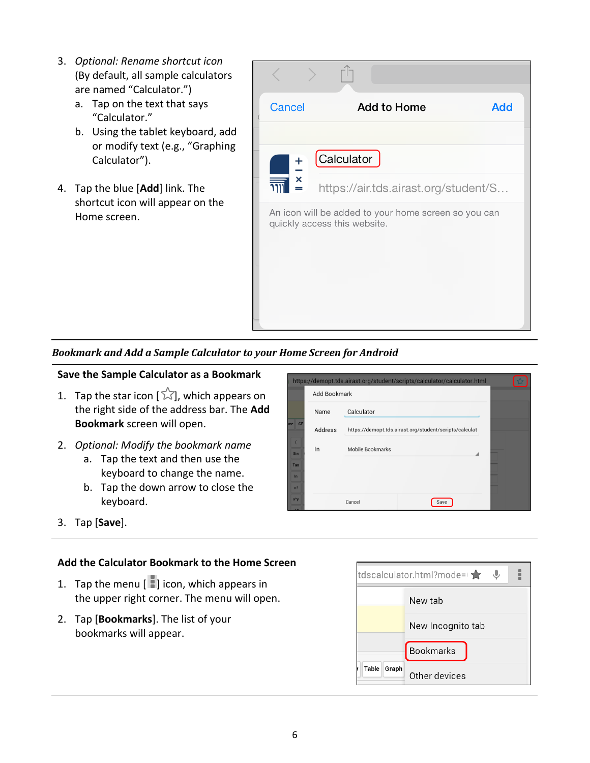3. *Optional: Rename shortcut icon* (By default, all sample calculators are named "Calculator.")
   a. Tap on the text that says "Calculator."
   b. Using the tablet keyboard, add or modify text (e.g., "Graphing Calculator").

4. Tap the blue [**Add**] link. The shortcut icon will appear on the Home screen.

### *Bookmark and Add a Sample Calculator to your Home Screen for Android*

#### Save the Sample Calculator as a Bookmark

1. Tap the star icon [☆], which appears on the right side of the address bar. The **Add Bookmark** screen will open.
2. *Optional: Modify the bookmark name*
   a. Tap the text and then use the keyboard to change the name.
   b. Tap the down arrow to close the keyboard.
3. Tap [**Save**].

#### Add the Calculator Bookmark to the Home Screen

1. Tap the menu [⋮] icon, which appears in the upper right corner. The menu will open.
2. Tap [**Bookmarks**]. The list of your bookmarks will appear.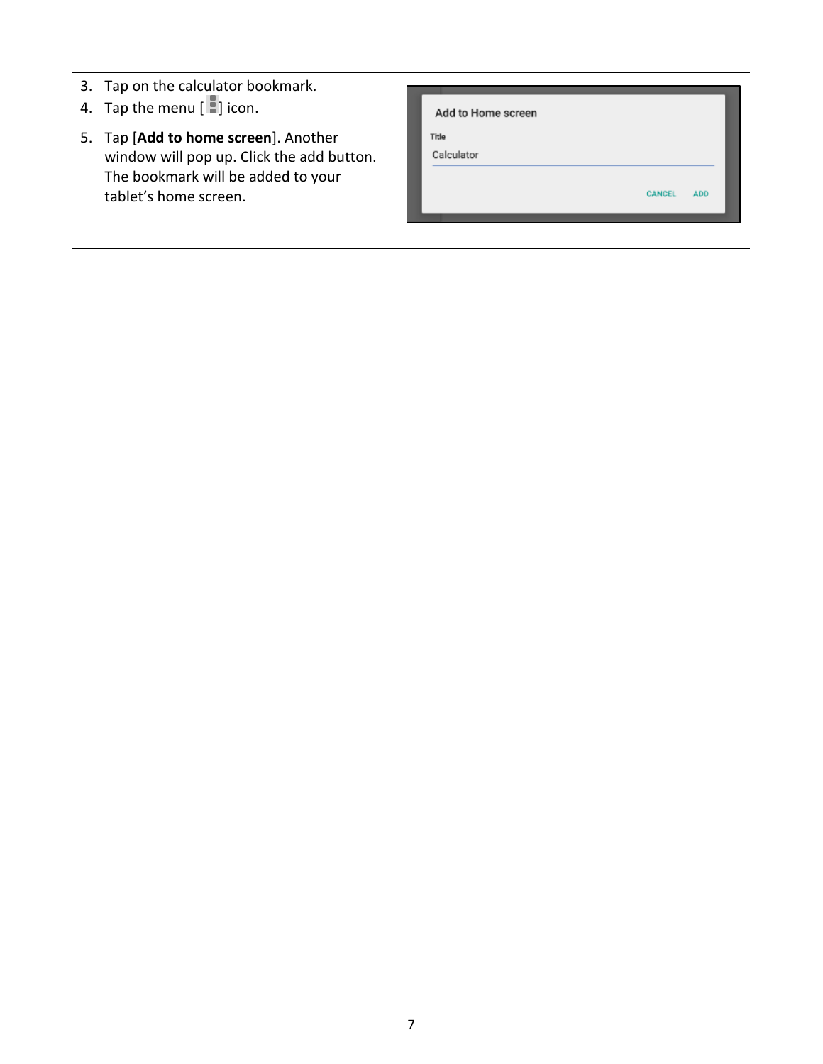3. Tap on the calculator bookmark.
4. Tap the menu [ ⋮ ] icon.
5. Tap [**Add to home screen**]. Another window will pop up. Click the add button. The bookmark will be added to your tablet's home screen.